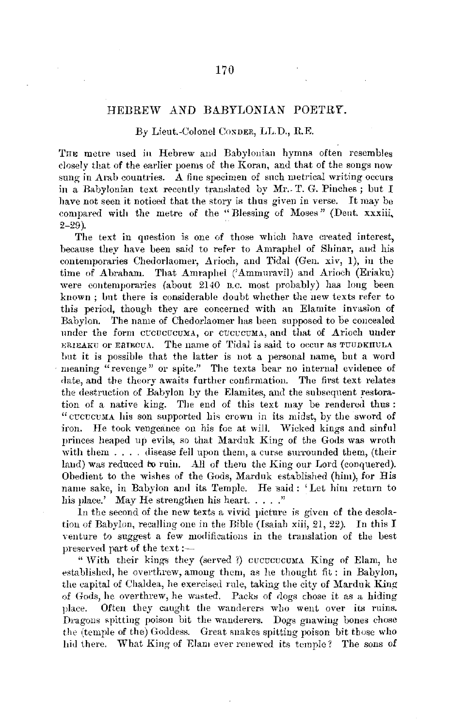# HEBREW AND BABYLONIAN POETRY.

By Lieut.-Colonel CONDER, LL.D., R.E.

THE metre used in Hebrew and Babylonian hymns often resembles closely that of the earlier poems of the Koran, and that of the songs now sung in Arab countries. A fine specimen of such metrical writing occurs in a Babylonian text recently translated by Mr. T. G. Pinches; but I have not seen it noticed that the story is thus given in verse. It may be compared with the metre of the "Blessing of Moses" (Deut. xxxiii, 2–29).

The text in question is one of those which have created interest, because they have been said to refer to Amraphel of Shinar, and his contemporaries Chedorlaomer, Arioch, and Tidal (Gen. xiv, 1), in the time of Abraham. That Amraphel ('Ammuravil) and Arioch (Eriaku) were contemporaries (about 2140 B.C. most probably) has long been known; but there is considerable doubt whether the new texts refer to this period, though they are concerned with an Elamite invasion of Babylon. The name of Chedorlaomer has been supposed to be concealed under the form CUCUCUCUMA, or CUCUCUMA, and that of Arioch under ERIEAKU or ERIECUA. The name of Tidal is said to occur as TUUDKHULA but it is possible that the latter is not a personal name, but a word meaning "revenge" or spite." The texts bear no internal evidence of date, and the theory awaits further confirmation. The first text relates the destruction of Babylon by the Elamites, and the subsequent restoration of a native king. The end of this text may be rendered thus: "CUCUCUMA his son supported his crown in its midst, by the sword of iron. He took vengeance on his foe at will. Wicked kings and sinful princes heaped up evils, so that Marduk King of the Gods was wroth with them . . . . disease fell upon them, a curse surrounded them, (their land) was reduced to ruin. All of them the King our Lord (conquered). Obedient to the wishes of the Gods, Marduk established (him), for His name sake, in Babylon and its Temple. He said: 'Let him return to his place.' May He strengthen his heart. . . . ."

In the second of the new texts a vivid picture is given of the desolation of Babylon, recalling one in the Bible (Isaiah xiii, 21, 22). In this I venture to suggest a few modifications in the translation of the best preserved part of the text:—

"With their kings they (served ?) CUCUCUCUMA King of Elam, he established, he overthrew, among them, as he thought fit: in Babylon, the capital of Chaldea, he exercised rule, taking the city of Marduk King of Gods, he overthrew, he wasted. Packs of dogs chose it as a hiding place. Often they caught the wanderers who went over its ruins. Dragons spitting poison bit the wanderers. Dogs gnawing bones chose the (temple of the) Goddess. Great snakes spitting poison bit those who hid there. What King of Elam ever renewed its temple? The sons of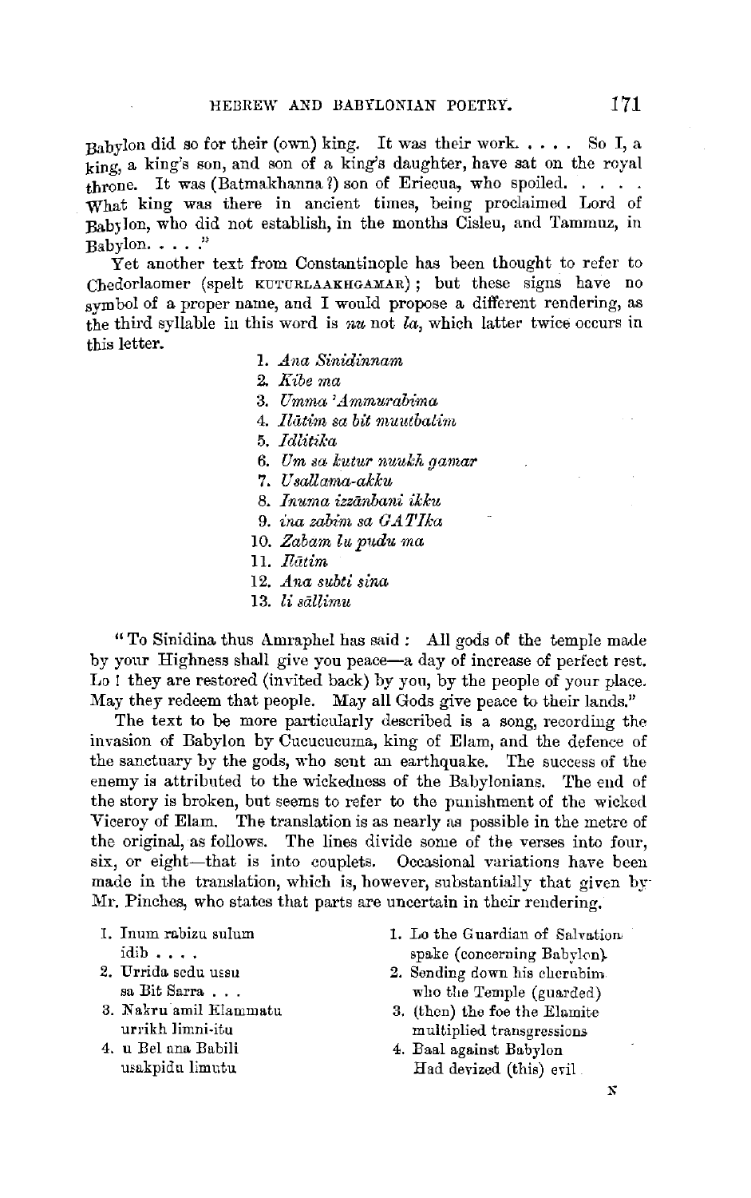Babylon did so for their (own) king. It was their work. . . . . So I, a king, a king's son, and son of a king's daughter, have sat on the royal throne. It was (Batmakhanna ?) son of Eriecua, who spoiled. . . . . What king was there in ancient times, being proclaimed Lord of Babylon, who did not establish, in the months Cisleu, and Tammuz, in Babylon. . . . ."

Yet another text from Constantinople has been thought to refer to Chedorlaomer (spelt KUTURLAAKHGAMAR); but these signs have no symbol of a proper name, and I would propose a different rendering, as the third syllable in this word is *nu* not *la*, which latter twice occurs in this letter.

1. *Ana Sinidinnam*
2. *Kibe ma*
3. *Umma 'Ammurabima*
4. *Ilātim sa bit muutbalim*
5. *Idlitika*
6. *Um sa kutur nuukh gamar*
7. *Usallama-akku*
8. *Inuma izzānbani ikku*
9. *ina zabim sa GATIka*
10. *Zabam lu pudu ma*
11. *Ilātim*
12. *Ana subti sina*
13. *li sāllimu*

"To Sinidina thus Amraphel has said: All gods of the temple made by your Highness shall give you peace—a day of increase of perfect rest. Lo! they are restored (invited back) by you, by the people of your place. May they redeem that people. May all Gods give peace to their lands."

The text to be more particularly described is a song, recording the invasion of Babylon by Cucucucuma, king of Elam, and the defence of the sanctuary by the gods, who sent an earthquake. The success of the enemy is attributed to the wickedness of the Babylonians. The end of the story is broken, but seems to refer to the punishment of the wicked Viceroy of Elam. The translation is as nearly as possible in the metre of the original, as follows. The lines divide some of the verses into four, six, or eight—that is into couplets. Occasional variations have been made in the translation, which is, however, substantially that given by Mr. Pinches, who states that parts are uncertain in their rendering.

1. Inum rabizu sulum
   idib . . . .
2. Urrida sedu ussu
   sa Bit Sarra . . .
3. Nakru amil Elammatu
   urrikh limni-itu
4. u Bel ana Babili
   usakpidu limutu

1. Lo the Guardian of Salvation
   spake (concerning Babylon).
2. Sending down his cherubim
   who the Temple (guarded)
3. (then) the foe the Elamite
   multiplied transgressions
4. Baal against Babylon
   Had devized (this) evil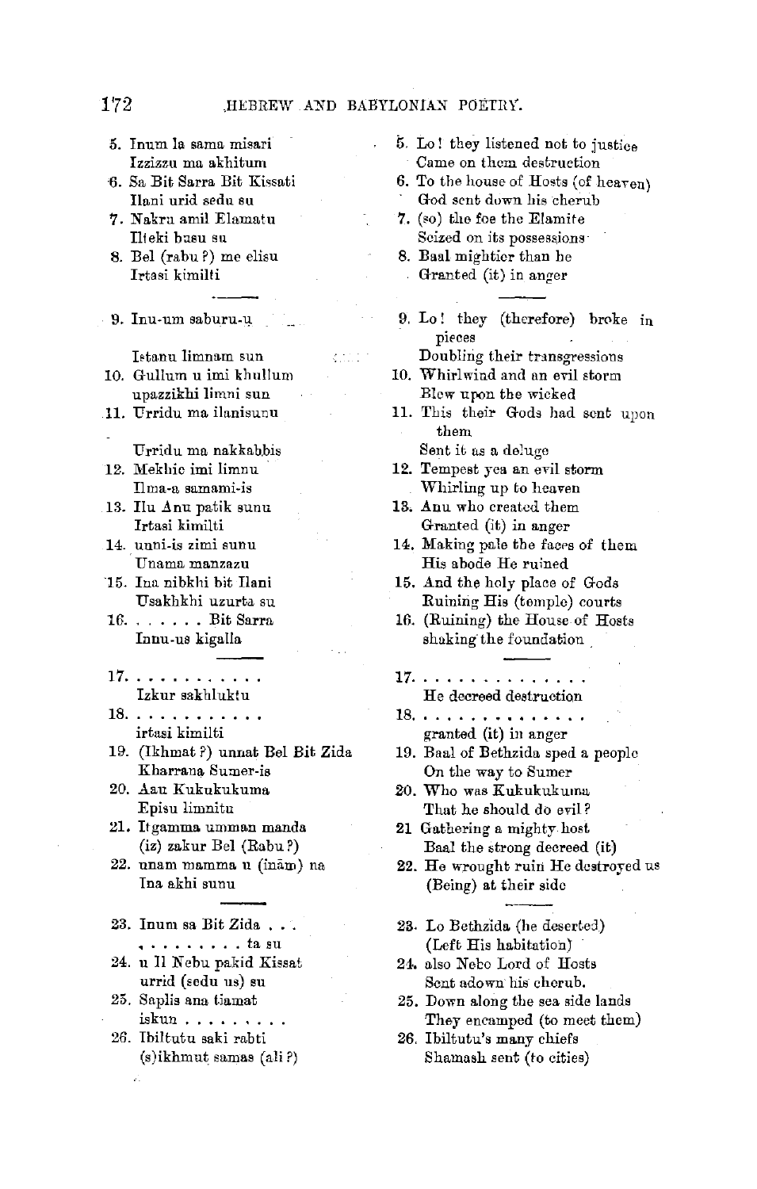| | |
|---|---|
| 5. Inum la sama misari<br>Izzizu ma akhitum | 5. Lo! they listened not to justice<br>Came on them destruction |
| 6. Sa Bit Sarra Bit Kissati<br>Ilani urid sedu su | 6. To the house of Hosts (of heaven)<br>God sent down his cherub |
| 7. Nakru amil Elamatu<br>Ilteki basu su | 7. (so) the foe the Elamite<br>Seized on its possessions |
| 8. Bel (rabu?) me elisu<br>Irtasi kimilti | 8. Baal mightier than he<br>Granted (it) in anger |
| 9. Inu-um saburu-u<br>Istanu limnam sun | 9. Lo! they (therefore) broke in pieces<br>Doubling their transgressions |
| 10. Gullum u imi khullum<br>upazzikhi limni sun | 10. Whirlwind and an evil storm<br>Blew upon the wicked |
| 11. Urridu ma ilanisunu<br>Urridu ma nakkabbis | 11. This their Gods had sent upon them<br>Sent it as a deluge |
| 12. Mekhic imi limnu<br>Ilma-a samami-is | 12. Tempest yea an evil storm<br>Whirling up to heaven |
| 13. Ilu Anu patik sunu<br>Irtasi kimilti | 13. Anu who created them<br>Granted (it) in anger |
| 14. unni-is zimi sunu<br>Unama manzazu | 14. Making pale the faces of them<br>His abode He ruined |
| 15. Ina nibkhi bit Ilani<br>Usakhkhi uzurta su | 15. And the holy place of Gods<br>Ruining His (temple) courts |
| 16. . . . . . . Bit Sarra<br>Innu-us kigalla | 16. (Ruining) the House of Hosts<br>shaking the foundation |
| 17. . . . . . . . . . . .<br>Izkur sakhluktu | 17. . . . . . . . . . . . . . .<br>He decreed destruction |
| 18. . . . . . . . . . . .<br>irtasi kimilti | 18. . . . . . . . . . . . . . .<br>granted (it) in anger |
| 19. (Ikhmat?) unnat Bel Bit Zida<br>Kharrana Sumer-is | 19. Baal of Bethzida sped a people<br>On the way to Sumer |
| 20. Aau Kukukukuma<br>Episu limnitu | 20. Who was Kukukukuma<br>That he should do evil? |
| 21. Itgamma umman manda<br>(iz) zakur Bel (Rabu?) | 21 Gathering a mighty host<br>Baal the strong decreed (it) |
| 22. unam mamma u (inām) na<br>Ina akhi sunu | 22. He wrought ruin He destroyed us<br>(Being) at their side |
| 23. Inum sa Bit Zida . . .<br>. . . . . . . . . ta su | 23. Lo Bethzida (he deserted)<br>(Left His habitation) |
| 24. u Il Nebu pakid Kissat<br>urrid (sedu us) su | 24. also Nebo Lord of Hosts<br>Sent adown his cherub. |
| 25. Saplis ana tiamat<br>iskun . . . . . . . . . | 25. Down along the sea side lands<br>They encamped (to meet them) |
| 26. Ibiltutu saki rabti<br>(s)ikhmut samas (ali?) | 26. Ibiltutu's many chiefs<br>Shamash sent (to cities) |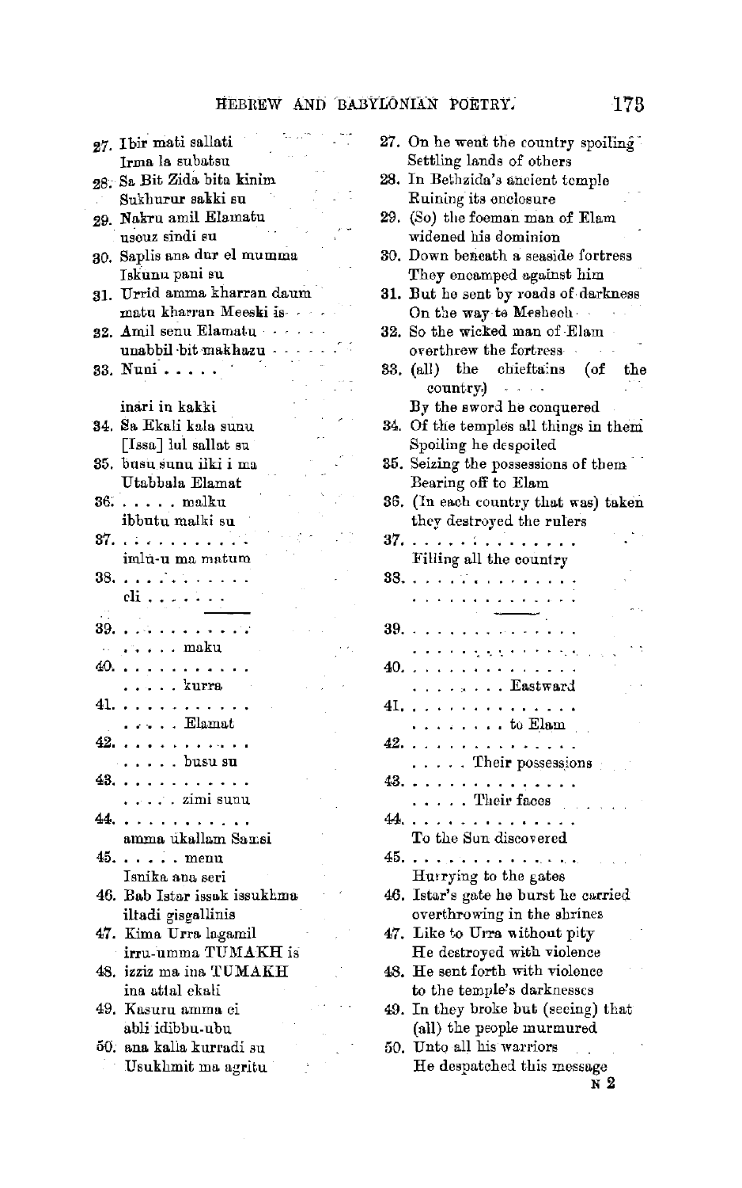27. Ibir mati sallati
 Irma la subatsu
28. Sa Bit Zida bita kinim
 Sukhurur sakki su
29. Nakru amil Elamatu
 useuz sindi su
30. Saplis ana dur el mumma
 Iskunu pani su
31. Urrid amma kharran daum
 matu kharran Meeski is . . .
32. Amil senu Elamatu . . . . . .
 unabbil bit makhazu . . . . . .
33. Nuni . . . . .

 inari in kakki
34. Sa Ekali kala sunu
 [Issa] lul sallat su
35. busu sunu ilki i ma
 Utabbala Elamat
36. . . . . . malku
 ibbutu malki su
37. . . . . . . . . . . .
 imlu-u ma matum
38. . . . . . . . . . . .
 eli . . . . . . .

---

39. . . . . . . . . . . .
 . . . . . maku
40. . . . . . . . . . . .
 . . . . . kurra
41. . . . . . . . . . . .
 . . . . . Elamat
42. . . . . . . . . . . .
 . . . . . busu su
43. . . . . . . . . . . .
 . . . . . zimi sunu
44. . . . . . . . . . . .
 amma ukallam Samsi
45. . . . . . menu
 Isnika ana seri
46. Bab Istar issak issukhma
 iltadi gisgallinis
47. Kima Urra lagamil
 irru-umma TUMAKH is
48. izziz ma ina TUMAKH
 ina atlal ekali
49. Kasuru amma ci
 abli idibbu-ubu
50. ana kalla kurradi su
 Usukhmit ma agritu

27. On he went the country spoiling
 Settling lands of others
28. In Bethzida's ancient temple
 Ruining its enclosure
29. (So) the foeman man of Elam
 widened his dominion
30. Down beneath a seaside fortress
 They encamped against him
31. But he sent by roads of darkness
 On the way to Meshech . .
32. So the wicked man of Elam
 overthrew the fortress . . .
33. (all) the chieftains (of the country) . . . .
 By the sword he conquered
34. Of the temples all things in them
 Spoiling he despoiled
35. Seizing the possessions of them
 Bearing off to Elam
36. (In each country that was) taken
 they destroyed the rulers
37. . . . . . . . . . . . . . .
 Filling all the country
38. . . . . . . . . . . . . . .
 . . . . . . . . . . . . . .

---

39. . . . . . . . . . . . . . .
 . . . . . . . . . . . . . .
40. . . . . . . . . . . . . . .
 . . . . . . . . . Eastward
41. . . . . . . . . . . . . . .
 . . . . . . . . . to Elam
42. . . . . . . . . . . . . . .
 . . . . . Their possessions
43. . . . . . . . . . . . . . .
 . . . . . Their faces
44. . . . . . . . . . . . . . .
 To the Sun discovered
45. . . . . . . . . . . . . . .
 Hurrying to the gates
46. Istar's gate he burst he carried
 overthrowing in the shrines
47. Like to Urra without pity
 He destroyed with violence
48. He sent forth with violence
 to the temple's darknesses
49. In they broke but (seeing) that
 (all) the people murmured
50. Unto all his warriors
 He despatched this message

N 2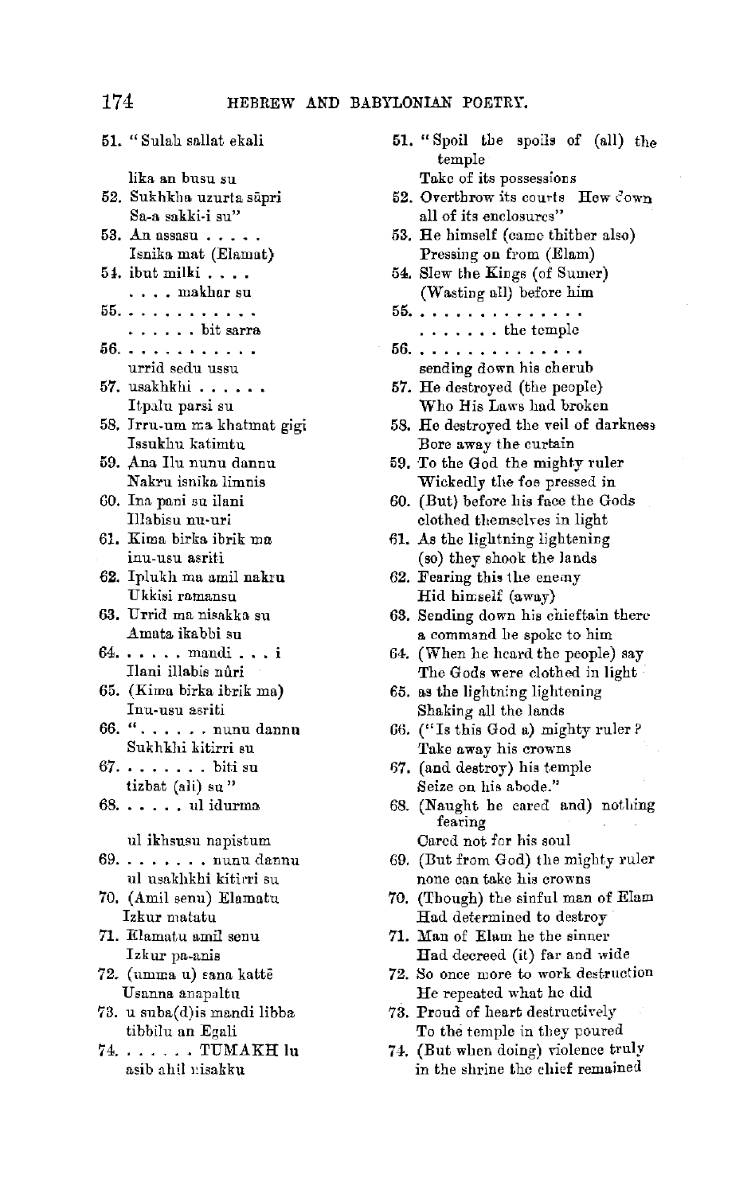| | |
|---|---|
| 51. "Sulah sallat ekali<br>lika an busu su | 51. "Spoil the spoils of (all) the temple<br>Take of its possessions |
| 52. Sukhkha uzurta sūpri<br>Sa-a sakki-i su" | 52. Overthrow its courts Hew down all of its enclosures" |
| 53. An assasu . . . . .<br>Isnika mat (Elamat) | 53. He himself (came thither also)<br>Pressing on from (Elam) |
| 54. ibut milki . . . .<br>. . . . makhar su | 54. Slew the Kings (of Sumer)<br>(Wasting all) before him |
| 55. . . . . . . . . . . .<br>. . . . . . bit sarra | 55. . . . . . . . . . . . . . .<br>. . . . . . . the temple |
| 56. . . . . . . . . . . .<br>urrid sedu ussu | 56. . . . . . . . . . . . . . .<br>sending down his cherub |
| 57. usakhkhi . . . . . .<br>Itpalu parsi su | 57. He destroyed (the people)<br>Who His Laws had broken |
| 58. Irru-um ma khatmat gigi<br>Issukhu katimtu | 58. He destroyed the veil of darkness<br>Bore away the curtain |
| 59. Ana Ilu nunu dannu<br>Nakru isnika limnis | 59. To the God the mighty ruler<br>Wickedly the foe pressed in |
| 60. Ina pani su ilani<br>Illabisu nu-uri | 60. (But) before his face the Gods clothed themselves in light |
| 61. Kima birka ibrik ma<br>inu-usu asriti | 61. As the lightning lightening<br>(so) they shook the lands |
| 62. Iplukh ma amil nakru<br>Ukkisi ramansu | 62. Fearing this the enemy<br>Hid himself (away) |
| 63. Urrid ma nisakka su<br>Amata ikabbi su | 63. Sending down his chieftain there a command he spoke to him |
| 64. . . . . . mandi . . . i<br>Ilani illabis nûri | 64. (When he heard the people) say<br>The Gods were clothed in light |
| 65. (Kima birka ibrik ma)<br>Inu-usu asriti | 65. as the lightning lightening<br>Shaking all the lands |
| 66. ". . . . . . nunu dannu<br>Sukhkhi kitirri su | 66. ("Is this God a) mighty ruler?<br>Take away his crowns |
| 67. . . . . . . . biti su<br>tizbat (ali) su" | 67. (and destroy) his temple<br>Seize on his abode." |
| 68. . . . . . ul idurma<br>ul ikhsusu napistum | 68. (Naught he cared and) nothing fearing<br>Cared not for his soul |
| 69. . . . . . . . nunu dannu<br>ul usakhkhi kitirri su | 69. (But from God) the mighty ruler<br>none can take his crowns |
| 70. (Amil senu) Elamatu<br>Izkur matatu | 70. (Though) the sinful man of Elam<br>Had determined to destroy |
| 71. Elamatu amil senu<br>Izkur pa-anis | 71. Man of Elam he the sinner<br>Had decreed (it) far and wide |
| 72. (umma u) sana kattē<br>Usanna anapaltu | 72. So once more to work destruction<br>He repeated what he did |
| 73. u suba(d)is mandi libba<br>tibbilu an Egali | 73. Proud of heart destructively<br>To the temple in they poured |
| 74. . . . . . . TUMAKH lu<br>asib ahil nisakku | 74. (But when doing) violence truly<br>in the shrine the chief remained |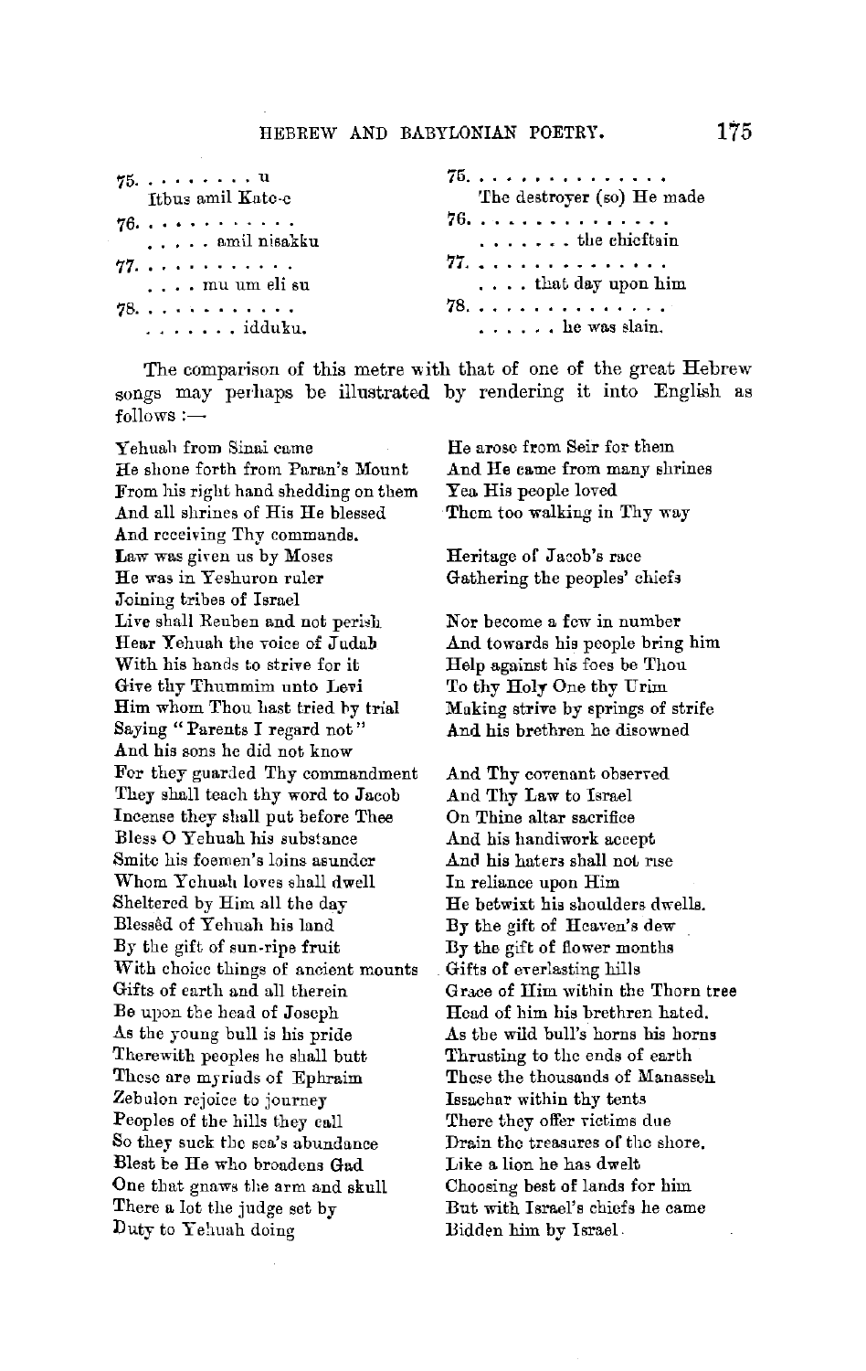| | |
|---|---|
| 75. . . . . . . . . u<br>Itbus amil Kate-e | 75. . . . . . . . . . . . . . .<br>The destroyer (so) He made |
| 76. . . . . . . . . . . .<br>. . . . . amil nisakku | 76. . . . . . . . . . . . . . .<br>. . . . . . . the chieftain |
| 77. . . . . . . . . . . .<br>. . . . mu um eli su | 77. . . . . . . . . . . . . . .<br>. . . . that day upon him |
| 78. . . . . . . . . . . .<br>. . . . . . . idduku. | 78. . . . . . . . . . . . . . .<br>. . . . . . he was slain. |

The comparison of this metre with that of one of the great Hebrew songs may perhaps be illustrated by rendering it into English as follows :—

Yehuah from Sinai came  
He shone forth from Paran's Mount  
From his right hand shedding on them  
And all shrines of His He blessed  
And receiving Thy commands.  
Law was given us by Moses  
He was in Yeshuron ruler  
Joining tribes of Israel  
Live shall Reuben and not perish  
Hear Yehuah the voice of Judah  
With his hands to strive for it  
Give thy Thummim unto Levi  
Him whom Thou hast tried by trial  
Saying "Parents I regard not"  
And his sons he did not know  
For they guarded Thy commandment  
They shall teach thy word to Jacob  
Incense they shall put before Thee  
Bless O Yehuah his substance  
Smite his foemen's loins asunder  
Whom Yehuah loves shall dwell  
Sheltered by Him all the day  
Blessèd of Yehuah his land  
By the gift of sun-ripe fruit  
With choice things of ancient mounts  
Gifts of earth and all therein  
Be upon the head of Joseph  
As the young bull is his pride  
Therewith peoples he shall butt  
These are myriads of Ephraim  
Zebulon rejoice to journey  
Peoples of the hills they call  
So they suck the sea's abundance  
Blest be He who broadens Gad  
One that gnaws the arm and skull  
There a lot the judge set by  
Duty to Yehuah doing

He arose from Seir for them  
And He came from many shrines  
Yea His people loved  
Them too walking in Thy way

Heritage of Jacob's race  
Gathering the peoples' chiefs

Nor become a few in number  
And towards his people bring him  
Help against his foes be Thou  
To thy Holy One thy Urim  
Making strive by springs of strife  
And his brethren he disowned

And Thy covenant observed  
And Thy Law to Israel  
On Thine altar sacrifice  
And his handiwork accept  
And his haters shall not rise  
In reliance upon Him  
He betwixt his shoulders dwells.  
By the gift of Heaven's dew  
By the gift of flower months  
Gifts of everlasting hills  
Grace of Him within the Thorn tree  
Head of him his brethren hated.  
As the wild bull's horns his horns  
Thrusting to the ends of earth  
These the thousands of Manasseh  
Issachar within thy tents  
There they offer victims due  
Drain the treasures of the shore.  
Like a lion he has dwelt  
Choosing best of lands for him  
But with Israel's chiefs he came  
Bidden him by Israel.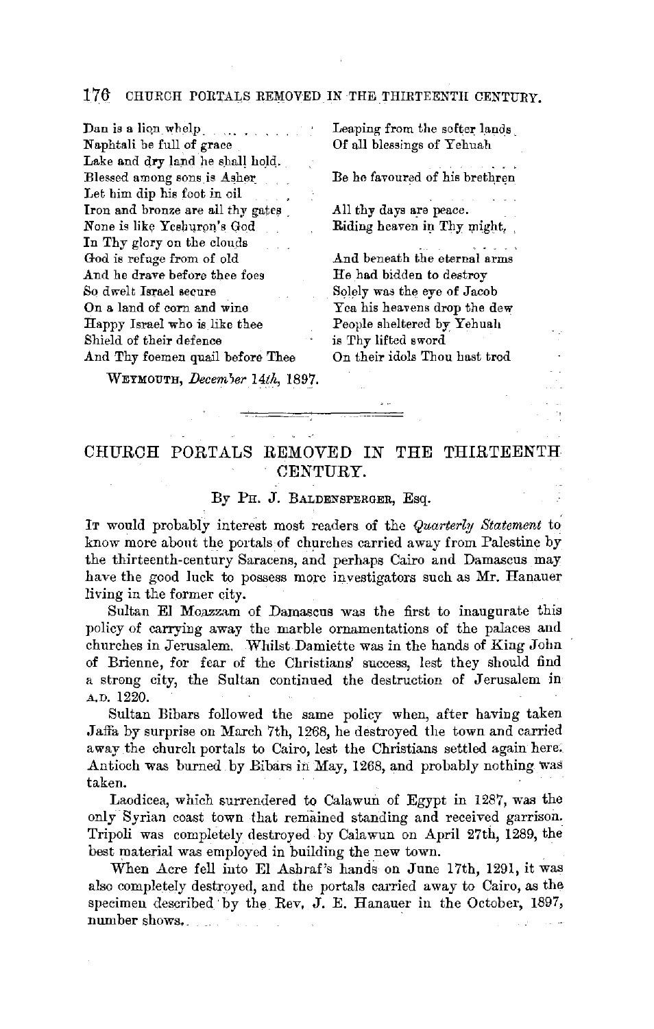Dan is a lion whelp
Leaping from the softer lands
Naphtali be full of grace
Of all blessings of Yehuah
Lake and dry land he shall hold.

Blessed among sons is Asher
Be he favoured of his brethren
Let him dip his foot in oil

Iron and bronze are all thy gates
All thy days are peace.
None is like Yeshuron's God
Riding heaven in Thy might,
In Thy glory on the clouds

God is refuge from of old
And beneath the eternal arms
And he drave before thee foes
He had bidden to destroy
So dwelt Israel secure
Solely was the eye of Jacob
On a land of corn and wine
Yea his heavens drop the dew
Happy Israel who is like thee
People sheltered by Yehuah
Shield of their defence
is Thy lifted sword
And Thy foemen quail before Thee
On their idols Thou hast trod

WEYMOUTH, *December 14th*, 1897.

---

## CHURCH PORTALS REMOVED IN THE THIRTEENTH CENTURY.

By PH. J. BALDENSPERGER, Esq.

IT would probably interest most readers of the *Quarterly Statement* to know more about the portals of churches carried away from Palestine by the thirteenth-century Saracens, and perhaps Cairo and Damascus may have the good luck to possess more investigators such as Mr. Hanauer living in the former city.

Sultan El Moazzam of Damascus was the first to inaugurate this policy of carrying away the marble ornamentations of the palaces and churches in Jerusalem. Whilst Damiette was in the hands of King John of Brienne, for fear of the Christians' success, lest they should find a strong city, the Sultan continued the destruction of Jerusalem in A.D. 1220.

Sultan Bibars followed the same policy when, after having taken Jaffa by surprise on March 7th, 1268, he destroyed the town and carried away the church portals to Cairo, lest the Christians settled again here. Antioch was burned by Bibars in May, 1268, and probably nothing was taken.

Laodicea, which surrendered to Calawun of Egypt in 1287, was the only Syrian coast town that remained standing and received garrison. Tripoli was completely destroyed by Calawun on April 27th, 1289, the best material was employed in building the new town.

When Acre fell into El Ashraf's hands on June 17th, 1291, it was also completely destroyed, and the portals carried away to Cairo, as the specimen described by the Rev. J. E. Hanauer in the October, 1897, number shows.